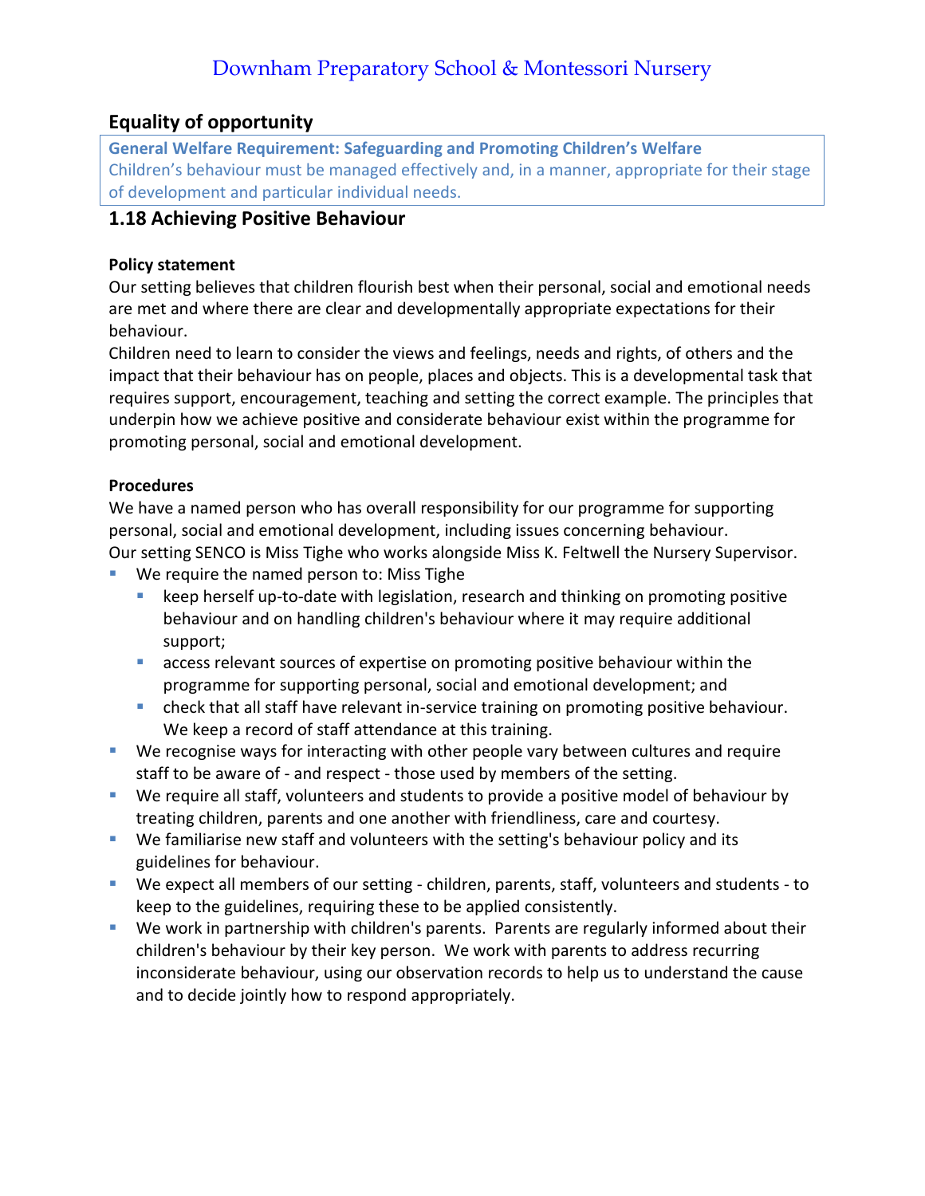# Downham Preparatory School & Montessori Nursery

## Equality of opportunity

**General Welfare Requirement: Safeguarding and Promoting Children's Welfare**
Children's behaviour must be managed effectively and, in a manner, appropriate for their stage of development and particular individual needs.

## 1.18 Achieving Positive Behaviour

**Policy statement**

Our setting believes that children flourish best when their personal, social and emotional needs are met and where there are clear and developmentally appropriate expectations for their behaviour.

Children need to learn to consider the views and feelings, needs and rights, of others and the impact that their behaviour has on people, places and objects. This is a developmental task that requires support, encouragement, teaching and setting the correct example. The principles that underpin how we achieve positive and considerate behaviour exist within the programme for promoting personal, social and emotional development.

**Procedures**

We have a named person who has overall responsibility for our programme for supporting personal, social and emotional development, including issues concerning behaviour.
Our setting SENCO is Miss Tighe who works alongside Miss K. Feltwell the Nursery Supervisor.

- We require the named person to: Miss Tighe
  - keep herself up-to-date with legislation, research and thinking on promoting positive behaviour and on handling children's behaviour where it may require additional support;
  - access relevant sources of expertise on promoting positive behaviour within the programme for supporting personal, social and emotional development; and
  - check that all staff have relevant in-service training on promoting positive behaviour. We keep a record of staff attendance at this training.
- We recognise ways for interacting with other people vary between cultures and require staff to be aware of - and respect - those used by members of the setting.
- We require all staff, volunteers and students to provide a positive model of behaviour by treating children, parents and one another with friendliness, care and courtesy.
- We familiarise new staff and volunteers with the setting's behaviour policy and its guidelines for behaviour.
- We expect all members of our setting - children, parents, staff, volunteers and students - to keep to the guidelines, requiring these to be applied consistently.
- We work in partnership with children's parents. Parents are regularly informed about their children's behaviour by their key person. We work with parents to address recurring inconsiderate behaviour, using our observation records to help us to understand the cause and to decide jointly how to respond appropriately.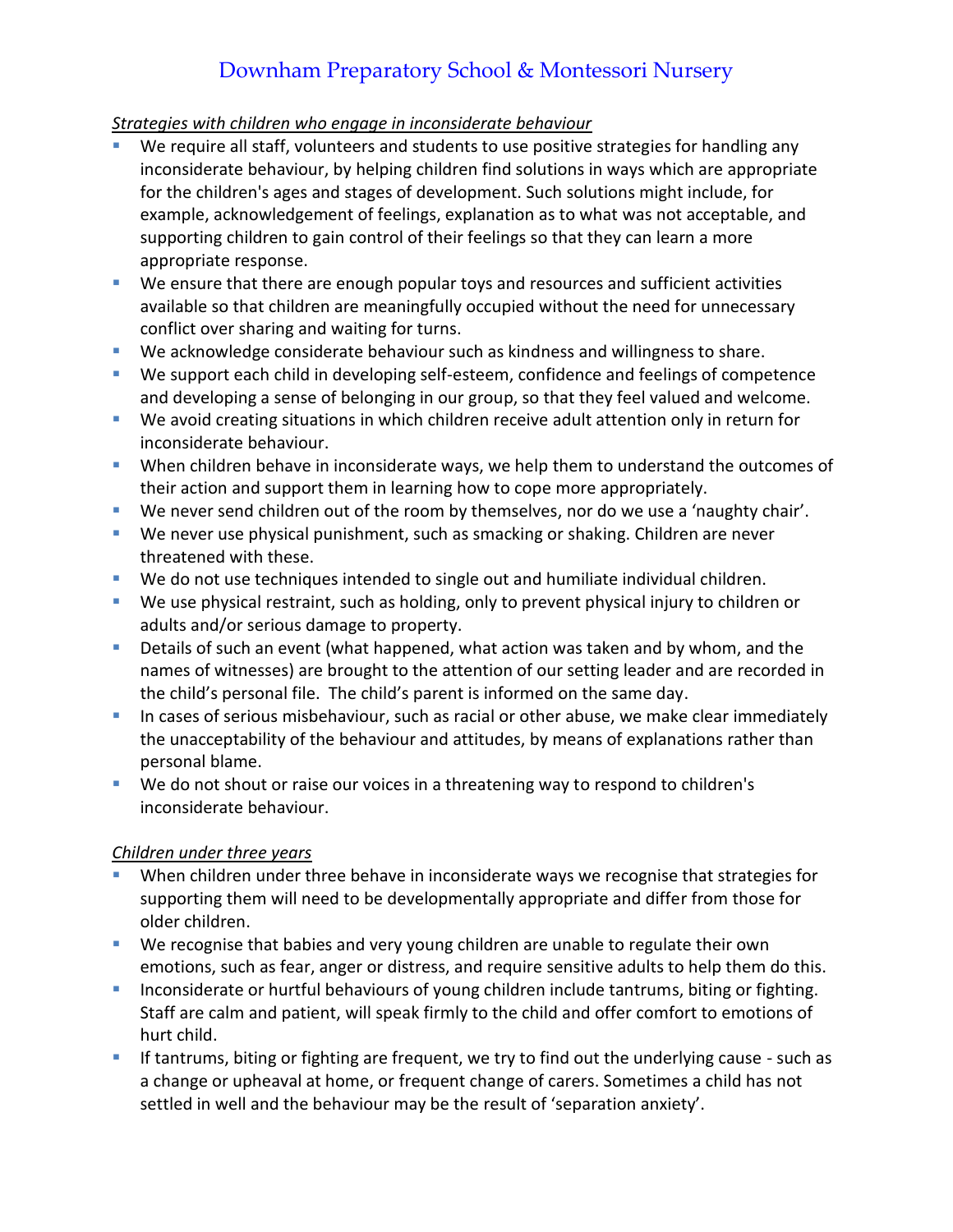*Strategies with children who engage in inconsiderate behaviour*

- We require all staff, volunteers and students to use positive strategies for handling any inconsiderate behaviour, by helping children find solutions in ways which are appropriate for the children's ages and stages of development. Such solutions might include, for example, acknowledgement of feelings, explanation as to what was not acceptable, and supporting children to gain control of their feelings so that they can learn a more appropriate response.
- We ensure that there are enough popular toys and resources and sufficient activities available so that children are meaningfully occupied without the need for unnecessary conflict over sharing and waiting for turns.
- We acknowledge considerate behaviour such as kindness and willingness to share.
- We support each child in developing self-esteem, confidence and feelings of competence and developing a sense of belonging in our group, so that they feel valued and welcome.
- We avoid creating situations in which children receive adult attention only in return for inconsiderate behaviour.
- When children behave in inconsiderate ways, we help them to understand the outcomes of their action and support them in learning how to cope more appropriately.
- We never send children out of the room by themselves, nor do we use a 'naughty chair'.
- We never use physical punishment, such as smacking or shaking. Children are never threatened with these.
- We do not use techniques intended to single out and humiliate individual children.
- We use physical restraint, such as holding, only to prevent physical injury to children or adults and/or serious damage to property.
- Details of such an event (what happened, what action was taken and by whom, and the names of witnesses) are brought to the attention of our setting leader and are recorded in the child's personal file. The child's parent is informed on the same day.
- In cases of serious misbehaviour, such as racial or other abuse, we make clear immediately the unacceptability of the behaviour and attitudes, by means of explanations rather than personal blame.
- We do not shout or raise our voices in a threatening way to respond to children's inconsiderate behaviour.

*Children under three years*

- When children under three behave in inconsiderate ways we recognise that strategies for supporting them will need to be developmentally appropriate and differ from those for older children.
- We recognise that babies and very young children are unable to regulate their own emotions, such as fear, anger or distress, and require sensitive adults to help them do this.
- Inconsiderate or hurtful behaviours of young children include tantrums, biting or fighting. Staff are calm and patient, will speak firmly to the child and offer comfort to emotions of hurt child.
- If tantrums, biting or fighting are frequent, we try to find out the underlying cause - such as a change or upheaval at home, or frequent change of carers. Sometimes a child has not settled in well and the behaviour may be the result of 'separation anxiety'.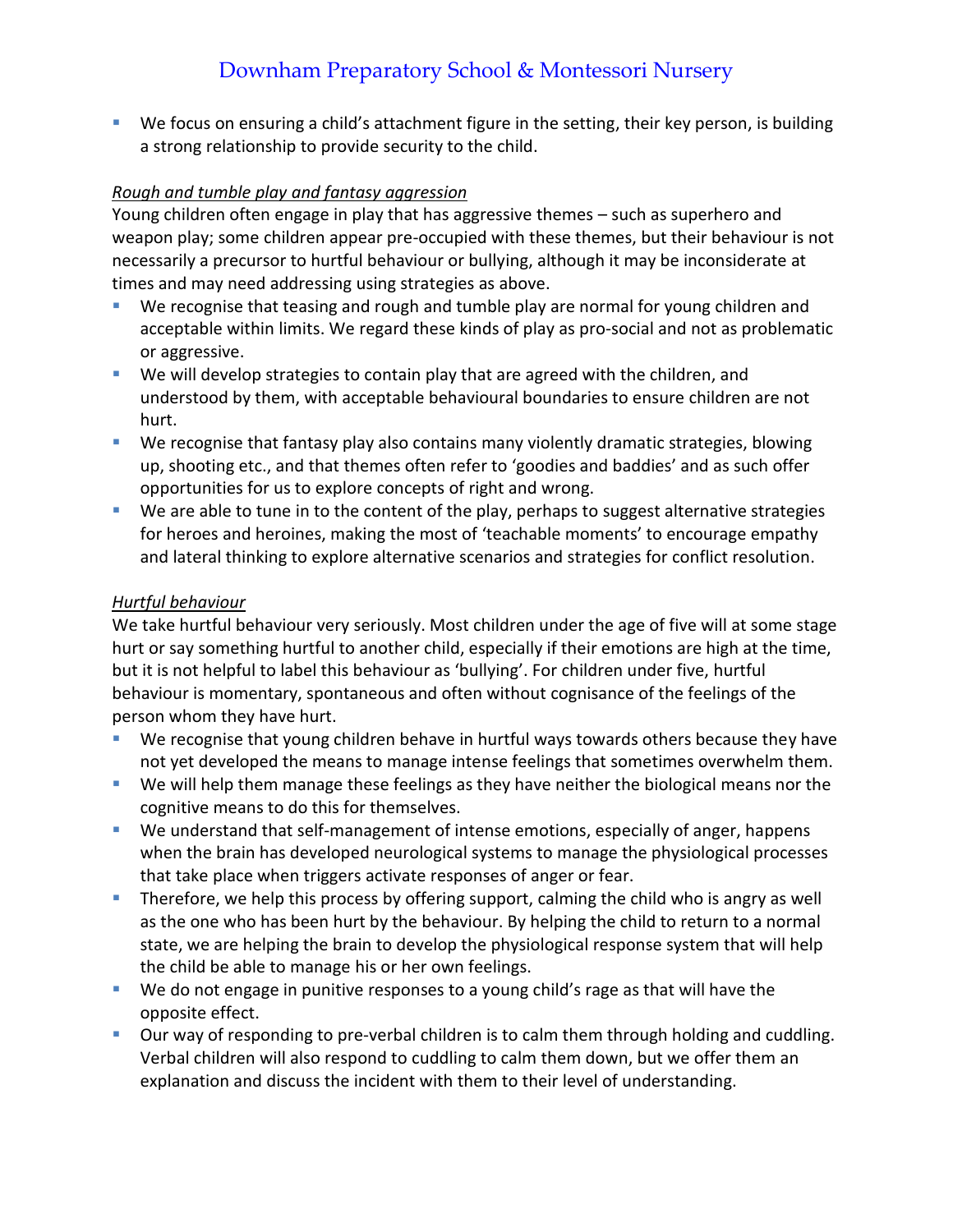- We focus on ensuring a child's attachment figure in the setting, their key person, is building a strong relationship to provide security to the child.

*Rough and tumble play and fantasy aggression*

Young children often engage in play that has aggressive themes – such as superhero and weapon play; some children appear pre-occupied with these themes, but their behaviour is not necessarily a precursor to hurtful behaviour or bullying, although it may be inconsiderate at times and may need addressing using strategies as above.

- We recognise that teasing and rough and tumble play are normal for young children and acceptable within limits. We regard these kinds of play as pro-social and not as problematic or aggressive.
- We will develop strategies to contain play that are agreed with the children, and understood by them, with acceptable behavioural boundaries to ensure children are not hurt.
- We recognise that fantasy play also contains many violently dramatic strategies, blowing up, shooting etc., and that themes often refer to 'goodies and baddies' and as such offer opportunities for us to explore concepts of right and wrong.
- We are able to tune in to the content of the play, perhaps to suggest alternative strategies for heroes and heroines, making the most of 'teachable moments' to encourage empathy and lateral thinking to explore alternative scenarios and strategies for conflict resolution.

*Hurtful behaviour*

We take hurtful behaviour very seriously. Most children under the age of five will at some stage hurt or say something hurtful to another child, especially if their emotions are high at the time, but it is not helpful to label this behaviour as 'bullying'. For children under five, hurtful behaviour is momentary, spontaneous and often without cognisance of the feelings of the person whom they have hurt.

- We recognise that young children behave in hurtful ways towards others because they have not yet developed the means to manage intense feelings that sometimes overwhelm them.
- We will help them manage these feelings as they have neither the biological means nor the cognitive means to do this for themselves.
- We understand that self-management of intense emotions, especially of anger, happens when the brain has developed neurological systems to manage the physiological processes that take place when triggers activate responses of anger or fear.
- Therefore, we help this process by offering support, calming the child who is angry as well as the one who has been hurt by the behaviour. By helping the child to return to a normal state, we are helping the brain to develop the physiological response system that will help the child be able to manage his or her own feelings.
- We do not engage in punitive responses to a young child's rage as that will have the opposite effect.
- Our way of responding to pre-verbal children is to calm them through holding and cuddling. Verbal children will also respond to cuddling to calm them down, but we offer them an explanation and discuss the incident with them to their level of understanding.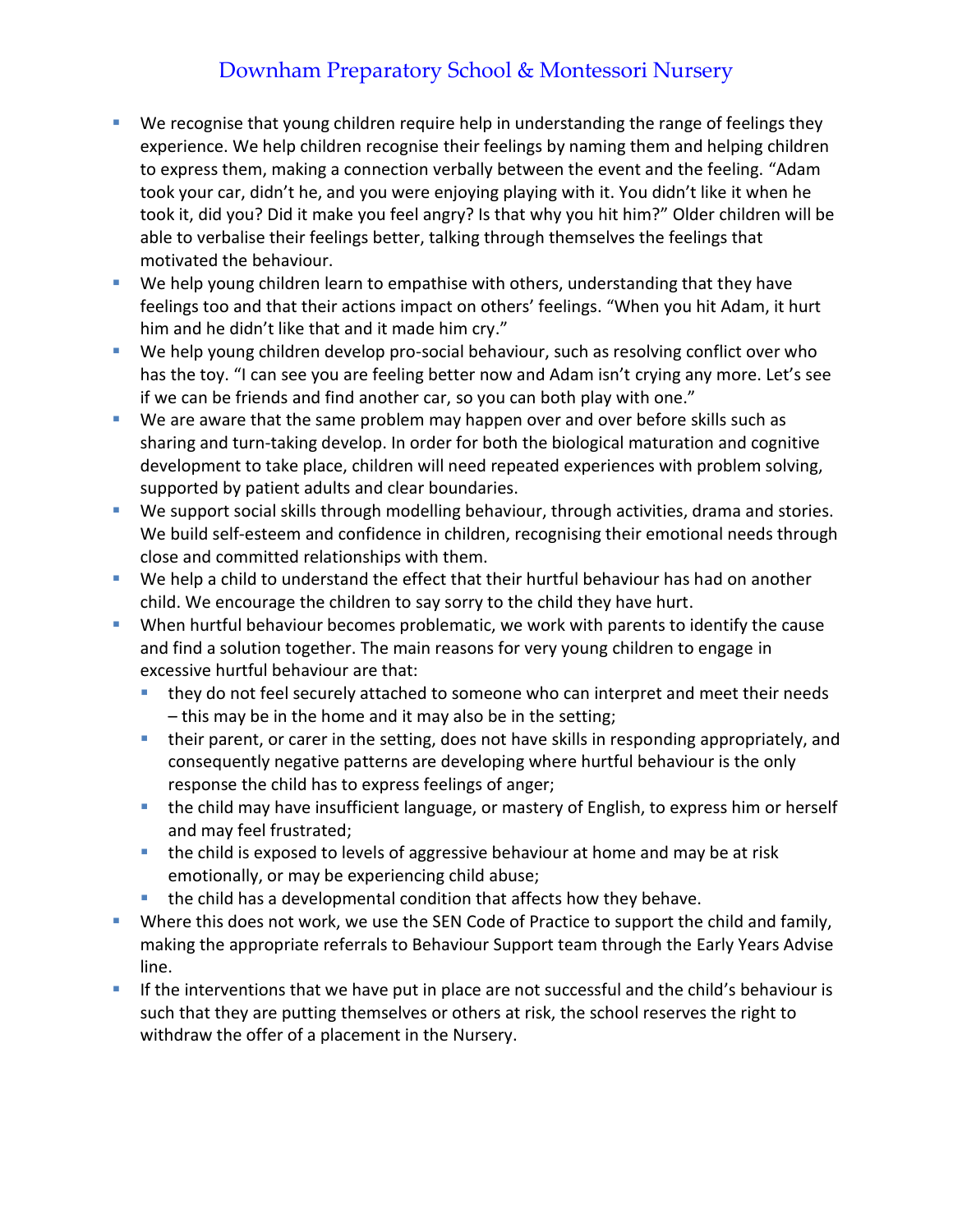- We recognise that young children require help in understanding the range of feelings they experience. We help children recognise their feelings by naming them and helping children to express them, making a connection verbally between the event and the feeling. "Adam took your car, didn't he, and you were enjoying playing with it. You didn't like it when he took it, did you? Did it make you feel angry? Is that why you hit him?" Older children will be able to verbalise their feelings better, talking through themselves the feelings that motivated the behaviour.
- We help young children learn to empathise with others, understanding that they have feelings too and that their actions impact on others' feelings. "When you hit Adam, it hurt him and he didn't like that and it made him cry."
- We help young children develop pro-social behaviour, such as resolving conflict over who has the toy. "I can see you are feeling better now and Adam isn't crying any more. Let's see if we can be friends and find another car, so you can both play with one."
- We are aware that the same problem may happen over and over before skills such as sharing and turn-taking develop. In order for both the biological maturation and cognitive development to take place, children will need repeated experiences with problem solving, supported by patient adults and clear boundaries.
- We support social skills through modelling behaviour, through activities, drama and stories. We build self-esteem and confidence in children, recognising their emotional needs through close and committed relationships with them.
- We help a child to understand the effect that their hurtful behaviour has had on another child. We encourage the children to say sorry to the child they have hurt.
- When hurtful behaviour becomes problematic, we work with parents to identify the cause and find a solution together. The main reasons for very young children to engage in excessive hurtful behaviour are that:
  - they do not feel securely attached to someone who can interpret and meet their needs – this may be in the home and it may also be in the setting;
  - their parent, or carer in the setting, does not have skills in responding appropriately, and consequently negative patterns are developing where hurtful behaviour is the only response the child has to express feelings of anger;
  - the child may have insufficient language, or mastery of English, to express him or herself and may feel frustrated;
  - the child is exposed to levels of aggressive behaviour at home and may be at risk emotionally, or may be experiencing child abuse;
  - the child has a developmental condition that affects how they behave.
- Where this does not work, we use the SEN Code of Practice to support the child and family, making the appropriate referrals to Behaviour Support team through the Early Years Advise line.
- If the interventions that we have put in place are not successful and the child's behaviour is such that they are putting themselves or others at risk, the school reserves the right to withdraw the offer of a placement in the Nursery.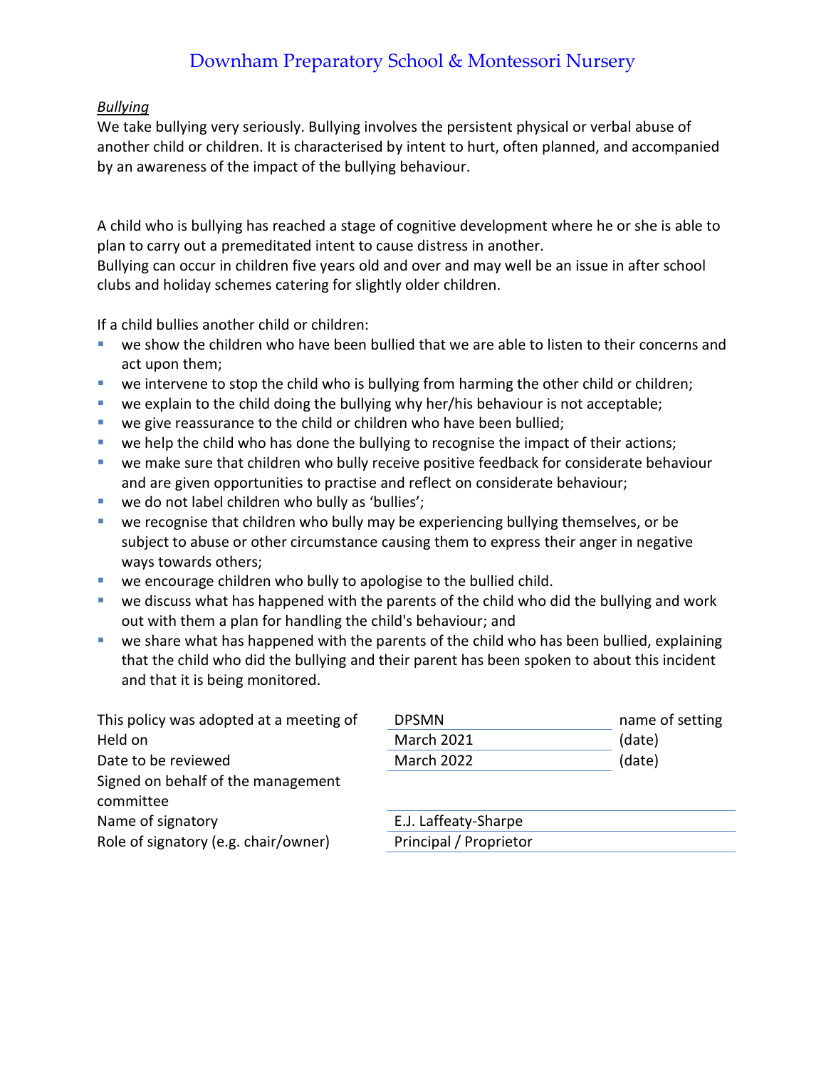*Bullying*

We take bullying very seriously. Bullying involves the persistent physical or verbal abuse of another child or children. It is characterised by intent to hurt, often planned, and accompanied by an awareness of the impact of the bullying behaviour.

A child who is bullying has reached a stage of cognitive development where he or she is able to plan to carry out a premeditated intent to cause distress in another.
Bullying can occur in children five years old and over and may well be an issue in after school clubs and holiday schemes catering for slightly older children.

If a child bullies another child or children:

- we show the children who have been bullied that we are able to listen to their concerns and act upon them;
- we intervene to stop the child who is bullying from harming the other child or children;
- we explain to the child doing the bullying why her/his behaviour is not acceptable;
- we give reassurance to the child or children who have been bullied;
- we help the child who has done the bullying to recognise the impact of their actions;
- we make sure that children who bully receive positive feedback for considerate behaviour and are given opportunities to practise and reflect on considerate behaviour;
- we do not label children who bully as 'bullies';
- we recognise that children who bully may be experiencing bullying themselves, or be subject to abuse or other circumstance causing them to express their anger in negative ways towards others;
- we encourage children who bully to apologise to the bullied child.
- we discuss what has happened with the parents of the child who did the bullying and work out with them a plan for handling the child's behaviour; and
- we share what has happened with the parents of the child who has been bullied, explaining that the child who did the bullying and their parent has been spoken to about this incident and that it is being monitored.

| | | |
|---|---|---|
| This policy was adopted at a meeting of | DPSMN | name of setting |
| Held on | March 2021 | (date) |
| Date to be reviewed | March 2022 | (date) |
| Signed on behalf of the management committee | | |
| Name of signatory | E.J. Laffeaty-Sharpe | |
| Role of signatory (e.g. chair/owner) | Principal / Proprietor | |